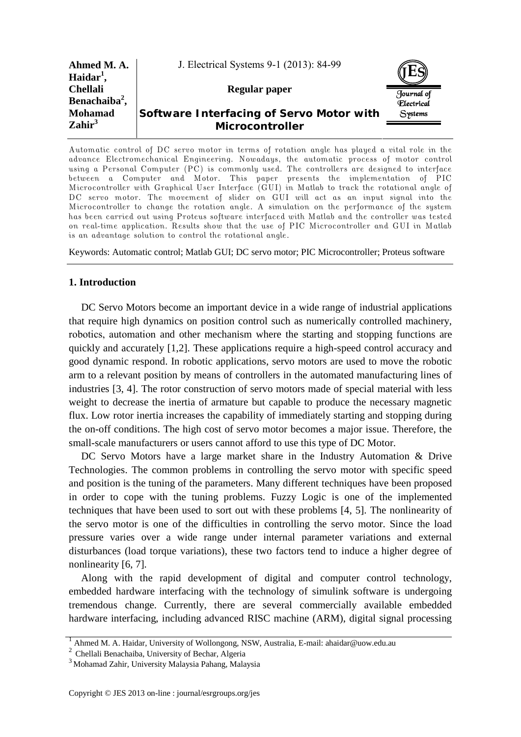**Ahmed M. A. Haidar[1], Chellali Benachaiba[2], Mohamad Zahir[3]**

J. Electrical Systems 9-1 (2013): 84-99

Regular paper

# Software Interfacing of Servo Motor with Microcontroller

*Automatic control of DC servo motor in terms of rotation angle has played a vital role in the advance Electromechanical Engineering. Nowadays, the automatic process of motor control using a Personal Computer (PC) is commonly used. The controllers are designed to interface between a Computer and Motor. This paper presents the implementation of PIC Microcontroller with Graphical User Interface (GUI) in Matlab to track the rotational angle of DC servo motor. The movement of slider on GUI will act as an input signal into the Microcontroller to change the rotation angle. A simulation on the performance of the system has been carried out using Proteus software interfaced with Matlab and the controller was tested on real-time application. Results show that the use of PIC Microcontroller and GUI in Matlab is an advantage solution to control the rotational angle.*

Keywords: Automatic control; Matlab GUI; DC servo motor; PIC Microcontroller; Proteus software

## 1. Introduction

DC Servo Motors become an important device in a wide range of industrial applications that require high dynamics on position control such as numerically controlled machinery, robotics, automation and other mechanism where the starting and stopping functions are quickly and accurately [1,2]. These applications require a high-speed control accuracy and good dynamic respond. In robotic applications, servo motors are used to move the robotic arm to a relevant position by means of controllers in the automated manufacturing lines of industries [3, 4]. The rotor construction of servo motors made of special material with less weight to decrease the inertia of armature but capable to produce the necessary magnetic flux. Low rotor inertia increases the capability of immediately starting and stopping during the on-off conditions. The high cost of servo motor becomes a major issue. Therefore, the small-scale manufacturers or users cannot afford to use this type of DC Motor.

DC Servo Motors have a large market share in the Industry Automation & Drive Technologies. The common problems in controlling the servo motor with specific speed and position is the tuning of the parameters. Many different techniques have been proposed in order to cope with the tuning problems. Fuzzy Logic is one of the implemented techniques that have been used to sort out with these problems [4, 5]. The nonlinearity of the servo motor is one of the difficulties in controlling the servo motor. Since the load pressure varies over a wide range under internal parameter variations and external disturbances (load torque variations), these two factors tend to induce a higher degree of nonlinearity [6, 7].

Along with the rapid development of digital and computer control technology, embedded hardware interfacing with the technology of simulink software is undergoing tremendous change. Currently, there are several commercially available embedded hardware interfacing, including advanced RISC machine (ARM), digital signal processing

---

[1] Ahmed M. A. Haidar, University of Wollongong, NSW, Australia, E-mail: ahaidar@uow.edu.au

[2] Chellali Benachaiba, University of Bechar, Algeria

[3] Mohamad Zahir, University Malaysia Pahang, Malaysia

Copyright © JES 2013 on-line : journal/esrgroups.org/jes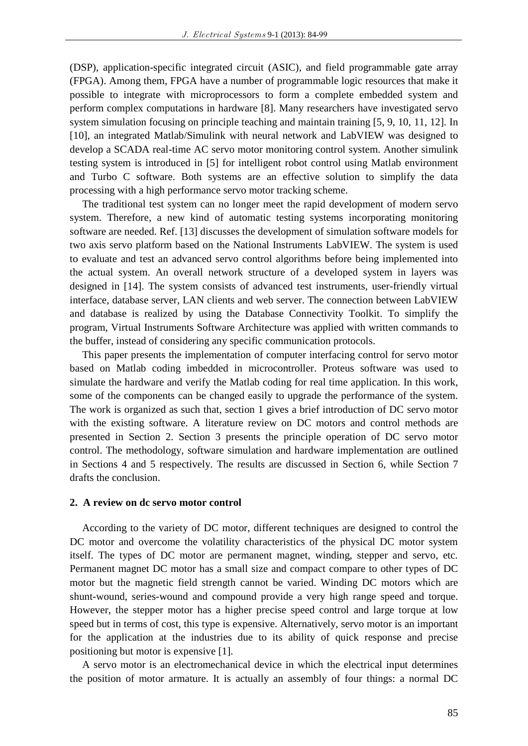(DSP), application-specific integrated circuit (ASIC), and field programmable gate array (FPGA). Among them, FPGA have a number of programmable logic resources that make it possible to integrate with microprocessors to form a complete embedded system and perform complex computations in hardware [8]. Many researchers have investigated servo system simulation focusing on principle teaching and maintain training [5, 9, 10, 11, 12]. In [10], an integrated Matlab/Simulink with neural network and LabVIEW was designed to develop a SCADA real-time AC servo motor monitoring control system. Another simulink testing system is introduced in [5] for intelligent robot control using Matlab environment and Turbo C software. Both systems are an effective solution to simplify the data processing with a high performance servo motor tracking scheme.

The traditional test system can no longer meet the rapid development of modern servo system. Therefore, a new kind of automatic testing systems incorporating monitoring software are needed. Ref. [13] discusses the development of simulation software models for two axis servo platform based on the National Instruments LabVIEW. The system is used to evaluate and test an advanced servo control algorithms before being implemented into the actual system. An overall network structure of a developed system in layers was designed in [14]. The system consists of advanced test instruments, user-friendly virtual interface, database server, LAN clients and web server. The connection between LabVIEW and database is realized by using the Database Connectivity Toolkit. To simplify the program, Virtual Instruments Software Architecture was applied with written commands to the buffer, instead of considering any specific communication protocols.

This paper presents the implementation of computer interfacing control for servo motor based on Matlab coding imbedded in microcontroller. Proteus software was used to simulate the hardware and verify the Matlab coding for real time application. In this work, some of the components can be changed easily to upgrade the performance of the system. The work is organized as such that, section 1 gives a brief introduction of DC servo motor with the existing software. A literature review on DC motors and control methods are presented in Section 2. Section 3 presents the principle operation of DC servo motor control. The methodology, software simulation and hardware implementation are outlined in Sections 4 and 5 respectively. The results are discussed in Section 6, while Section 7 drafts the conclusion.

## 2. A review on dc servo motor control

According to the variety of DC motor, different techniques are designed to control the DC motor and overcome the volatility characteristics of the physical DC motor system itself. The types of DC motor are permanent magnet, winding, stepper and servo, etc. Permanent magnet DC motor has a small size and compact compare to other types of DC motor but the magnetic field strength cannot be varied. Winding DC motors which are shunt-wound, series-wound and compound provide a very high range speed and torque. However, the stepper motor has a higher precise speed control and large torque at low speed but in terms of cost, this type is expensive. Alternatively, servo motor is an important for the application at the industries due to its ability of quick response and precise positioning but motor is expensive [1].

A servo motor is an electromechanical device in which the electrical input determines the position of motor armature. It is actually an assembly of four things: a normal DC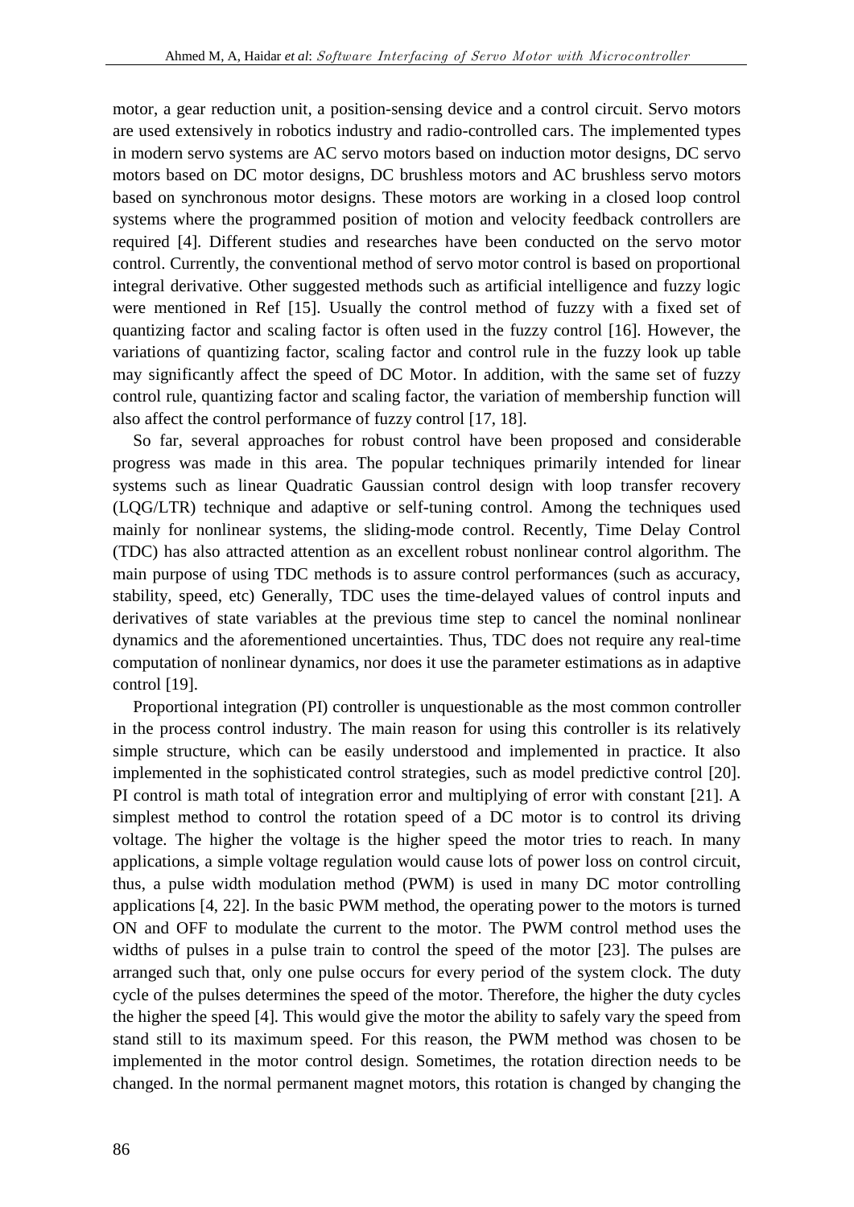motor, a gear reduction unit, a position-sensing device and a control circuit. Servo motors are used extensively in robotics industry and radio-controlled cars. The implemented types in modern servo systems are AC servo motors based on induction motor designs, DC servo motors based on DC motor designs, DC brushless motors and AC brushless servo motors based on synchronous motor designs. These motors are working in a closed loop control systems where the programmed position of motion and velocity feedback controllers are required [4]. Different studies and researches have been conducted on the servo motor control. Currently, the conventional method of servo motor control is based on proportional integral derivative. Other suggested methods such as artificial intelligence and fuzzy logic were mentioned in Ref [15]. Usually the control method of fuzzy with a fixed set of quantizing factor and scaling factor is often used in the fuzzy control [16]. However, the variations of quantizing factor, scaling factor and control rule in the fuzzy look up table may significantly affect the speed of DC Motor. In addition, with the same set of fuzzy control rule, quantizing factor and scaling factor, the variation of membership function will also affect the control performance of fuzzy control [17, 18].

So far, several approaches for robust control have been proposed and considerable progress was made in this area. The popular techniques primarily intended for linear systems such as linear Quadratic Gaussian control design with loop transfer recovery (LQG/LTR) technique and adaptive or self-tuning control. Among the techniques used mainly for nonlinear systems, the sliding-mode control. Recently, Time Delay Control (TDC) has also attracted attention as an excellent robust nonlinear control algorithm. The main purpose of using TDC methods is to assure control performances (such as accuracy, stability, speed, etc) Generally, TDC uses the time-delayed values of control inputs and derivatives of state variables at the previous time step to cancel the nominal nonlinear dynamics and the aforementioned uncertainties. Thus, TDC does not require any real-time computation of nonlinear dynamics, nor does it use the parameter estimations as in adaptive control [19].

Proportional integration (PI) controller is unquestionable as the most common controller in the process control industry. The main reason for using this controller is its relatively simple structure, which can be easily understood and implemented in practice. It also implemented in the sophisticated control strategies, such as model predictive control [20]. PI control is math total of integration error and multiplying of error with constant [21]. A simplest method to control the rotation speed of a DC motor is to control its driving voltage. The higher the voltage is the higher speed the motor tries to reach. In many applications, a simple voltage regulation would cause lots of power loss on control circuit, thus, a pulse width modulation method (PWM) is used in many DC motor controlling applications [4, 22]. In the basic PWM method, the operating power to the motors is turned ON and OFF to modulate the current to the motor. The PWM control method uses the widths of pulses in a pulse train to control the speed of the motor [23]. The pulses are arranged such that, only one pulse occurs for every period of the system clock. The duty cycle of the pulses determines the speed of the motor. Therefore, the higher the duty cycles the higher the speed [4]. This would give the motor the ability to safely vary the speed from stand still to its maximum speed. For this reason, the PWM method was chosen to be implemented in the motor control design. Sometimes, the rotation direction needs to be changed. In the normal permanent magnet motors, this rotation is changed by changing the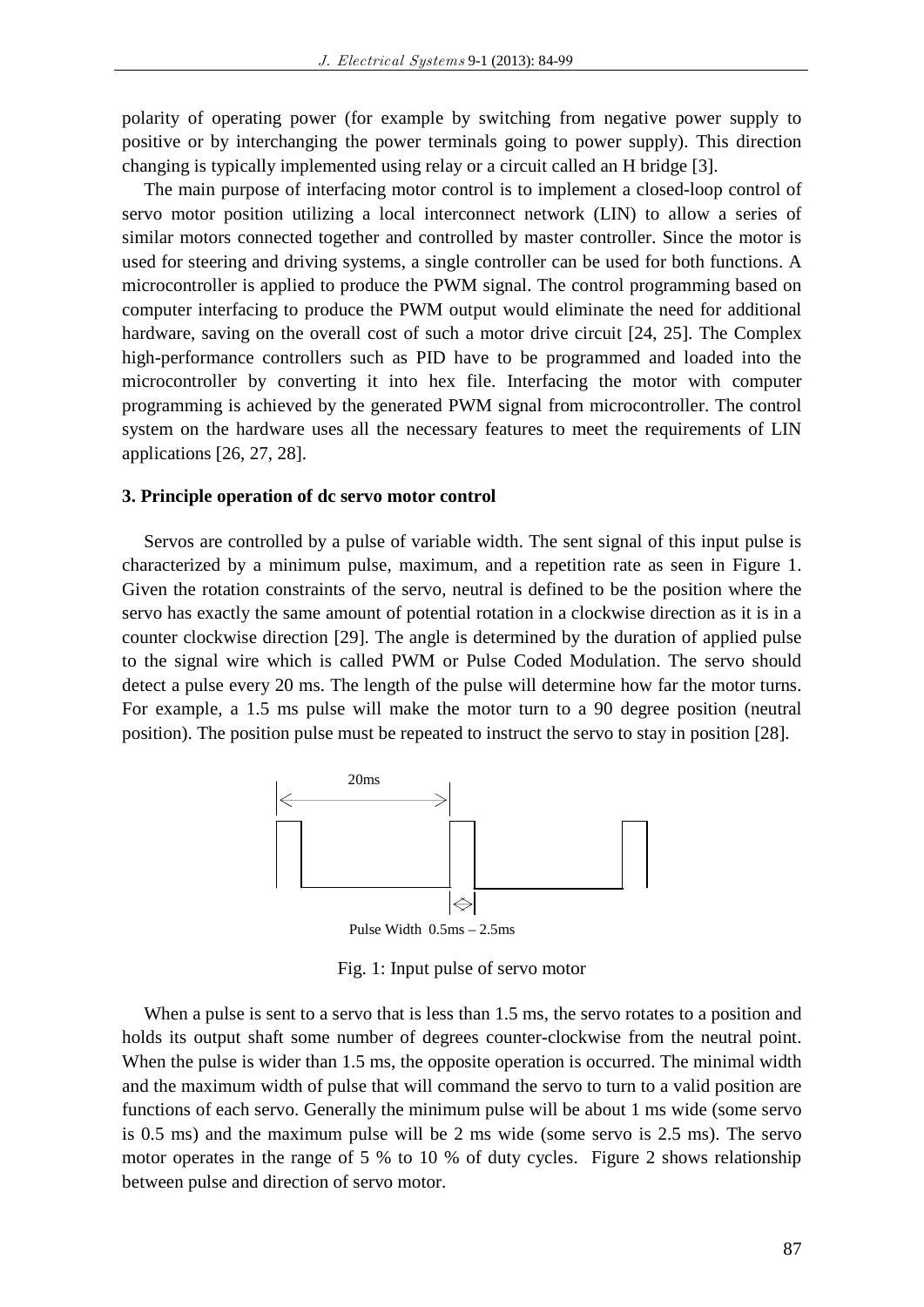polarity of operating power (for example by switching from negative power supply to positive or by interchanging the power terminals going to power supply). This direction changing is typically implemented using relay or a circuit called an H bridge [3].

The main purpose of interfacing motor control is to implement a closed-loop control of servo motor position utilizing a local interconnect network (LIN) to allow a series of similar motors connected together and controlled by master controller. Since the motor is used for steering and driving systems, a single controller can be used for both functions. A microcontroller is applied to produce the PWM signal. The control programming based on computer interfacing to produce the PWM output would eliminate the need for additional hardware, saving on the overall cost of such a motor drive circuit [24, 25]. The Complex high-performance controllers such as PID have to be programmed and loaded into the microcontroller by converting it into hex file. Interfacing the motor with computer programming is achieved by the generated PWM signal from microcontroller. The control system on the hardware uses all the necessary features to meet the requirements of LIN applications [26, 27, 28].

### 3. Principle operation of dc servo motor control

Servos are controlled by a pulse of variable width. The sent signal of this input pulse is characterized by a minimum pulse, maximum, and a repetition rate as seen in Figure 1. Given the rotation constraints of the servo, neutral is defined to be the position where the servo has exactly the same amount of potential rotation in a clockwise direction as it is in a counter clockwise direction [29]. The angle is determined by the duration of applied pulse to the signal wire which is called PWM or Pulse Coded Modulation. The servo should detect a pulse every 20 ms. The length of the pulse will determine how far the motor turns. For example, a 1.5 ms pulse will make the motor turn to a 90 degree position (neutral position). The position pulse must be repeated to instruct the servo to stay in position [28].

20ms

Pulse Width 0.5ms – 2.5ms

Fig. 1: Input pulse of servo motor

When a pulse is sent to a servo that is less than 1.5 ms, the servo rotates to a position and holds its output shaft some number of degrees counter-clockwise from the neutral point. When the pulse is wider than 1.5 ms, the opposite operation is occurred. The minimal width and the maximum width of pulse that will command the servo to turn to a valid position are functions of each servo. Generally the minimum pulse will be about 1 ms wide (some servo is 0.5 ms) and the maximum pulse will be 2 ms wide (some servo is 2.5 ms). The servo motor operates in the range of 5 % to 10 % of duty cycles. Figure 2 shows relationship between pulse and direction of servo motor.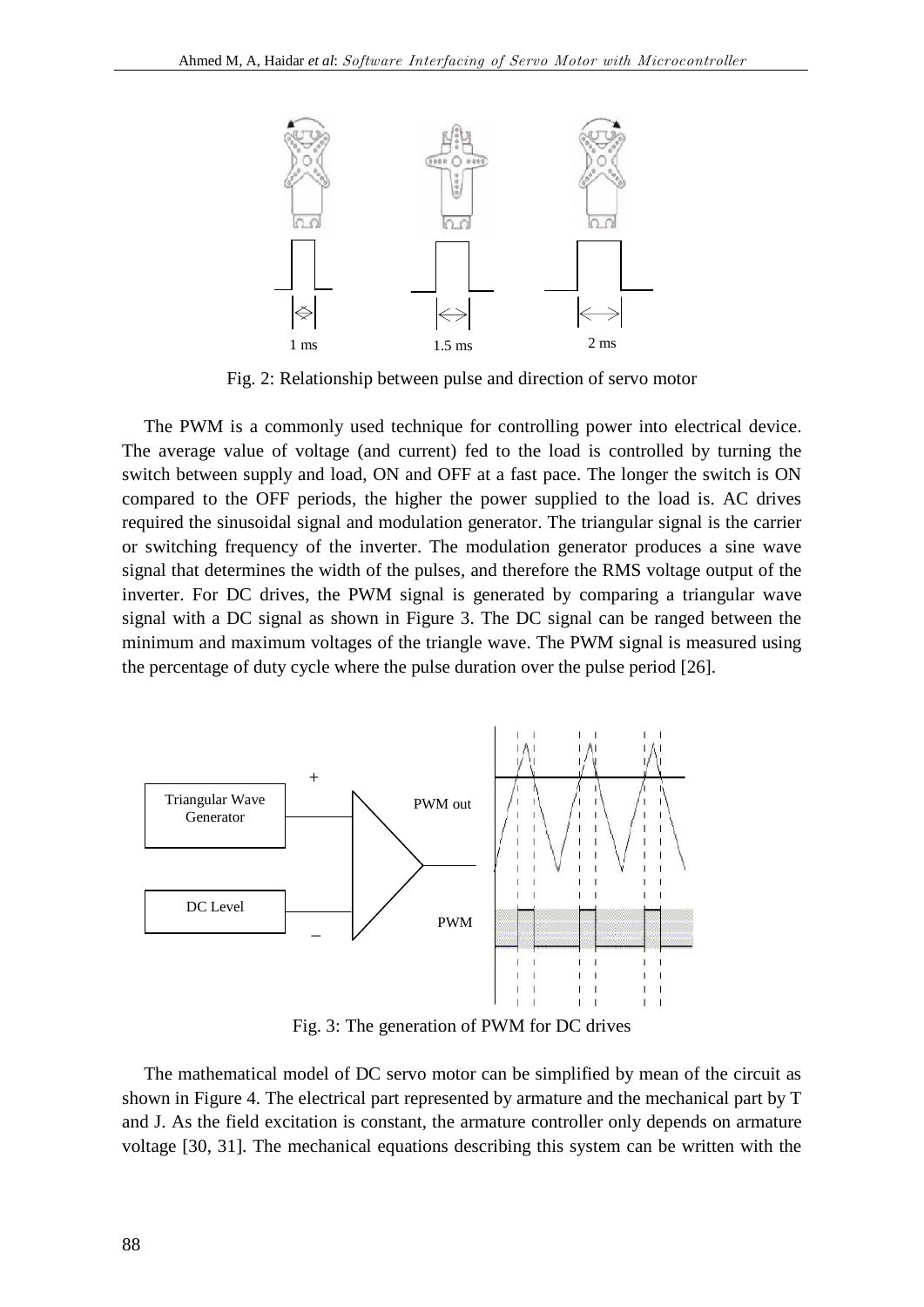Fig. 2: Relationship between pulse and direction of servo motor

The PWM is a commonly used technique for controlling power into electrical device. The average value of voltage (and current) fed to the load is controlled by turning the switch between supply and load, ON and OFF at a fast pace. The longer the switch is ON compared to the OFF periods, the higher the power supplied to the load is. AC drives required the sinusoidal signal and modulation generator. The triangular signal is the carrier or switching frequency of the inverter. The modulation generator produces a sine wave signal that determines the width of the pulses, and therefore the RMS voltage output of the inverter. For DC drives, the PWM signal is generated by comparing a triangular wave signal with a DC signal as shown in Figure 3. The DC signal can be ranged between the minimum and maximum voltages of the triangle wave. The PWM signal is measured using the percentage of duty cycle where the pulse duration over the pulse period [26].

Fig. 3: The generation of PWM for DC drives

The mathematical model of DC servo motor can be simplified by mean of the circuit as shown in Figure 4. The electrical part represented by armature and the mechanical part by T and J. As the field excitation is constant, the armature controller only depends on armature voltage [30, 31]. The mechanical equations describing this system can be written with the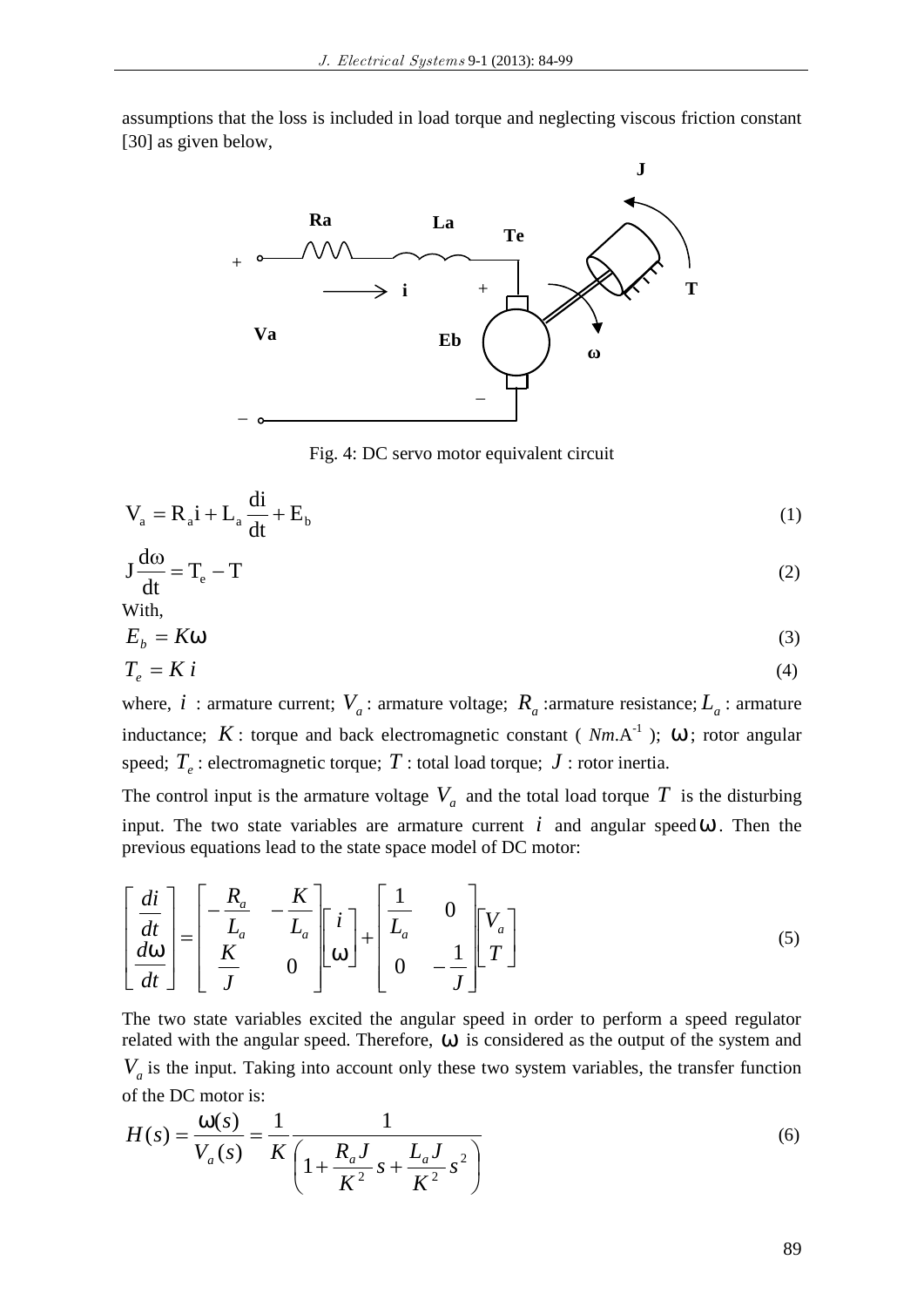assumptions that the loss is included in load torque and neglecting viscous friction constant [30] as given below,

Fig. 4: DC servo motor equivalent circuit

$$V_a = R_a i + L_a \frac{di}{dt} + E_b \tag{1}$$

$$J\frac{d\omega}{dt} = T_e - T \tag{2}$$

With,

$$E_b = K\omega \tag{3}$$

$$T_e = K\,i \tag{4}$$

where, $i$ : armature current; $V_a$ : armature voltage; $R_a$ :armature resistance; $L_a$ : armature inductance; $K$ : torque and back electromagnetic constant ( $Nm.A^{-1}$ ); $\omega$; rotor angular speed; $T_e$ : electromagnetic torque; $T$ : total load torque; $J$ : rotor inertia.

The control input is the armature voltage $V_a$ and the total load torque $T$ is the disturbing input. The two state variables are armature current $i$ and angular speed $\omega$. Then the previous equations lead to the state space model of DC motor:

$$\begin{bmatrix} \frac{di}{dt} \\ \frac{d\omega}{dt} \end{bmatrix} = \begin{bmatrix} -\frac{R_a}{L_a} & -\frac{K}{L_a} \\ \frac{K}{J} & 0 \end{bmatrix} \begin{bmatrix} i \\ \omega \end{bmatrix} + \begin{bmatrix} \frac{1}{L_a} & 0 \\ 0 & -\frac{1}{J} \end{bmatrix} \begin{bmatrix} V_a \\ T \end{bmatrix} \tag{5}$$

The two state variables excited the angular speed in order to perform a speed regulator related with the angular speed. Therefore, $\omega$ is considered as the output of the system and $V_a$ is the input. Taking into account only these two system variables, the transfer function of the DC motor is:

$$H(s) = \frac{\omega(s)}{V_a(s)} = \frac{1}{K} \frac{1}{\left(1 + \frac{R_a J}{K^2} s + \frac{L_a J}{K^2} s^2\right)} \tag{6}$$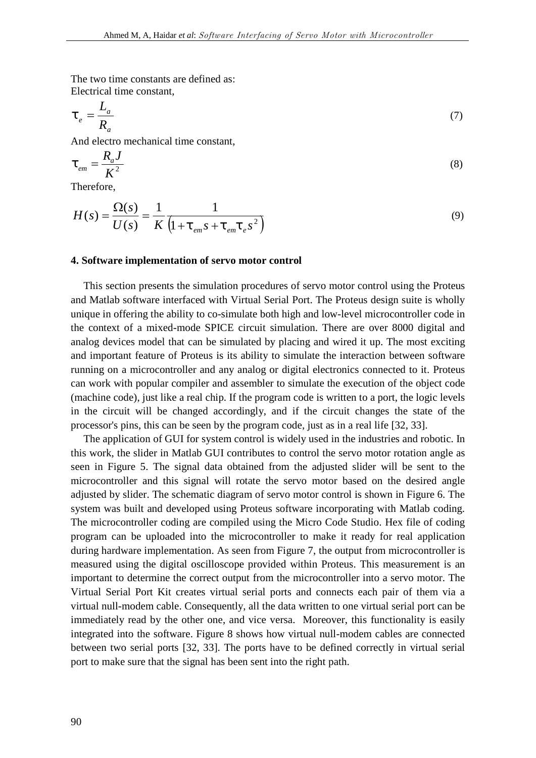The two time constants are defined as:
Electrical time constant,

$$\tau_e = \frac{L_a}{R_a} \tag{7}$$

And electro mechanical time constant,

$$\tau_{em} = \frac{R_a J}{K^2} \tag{8}$$

Therefore,

$$H(s) = \frac{\Omega(s)}{U(s)} = \frac{1}{K}\frac{1}{\left(1+\tau_{em}s+\tau_{em}\tau_e s^2\right)} \tag{9}$$

## 4. Software implementation of servo motor control

This section presents the simulation procedures of servo motor control using the Proteus and Matlab software interfaced with Virtual Serial Port. The Proteus design suite is wholly unique in offering the ability to co-simulate both high and low-level microcontroller code in the context of a mixed-mode SPICE circuit simulation. There are over 8000 digital and analog devices model that can be simulated by placing and wired it up. The most exciting and important feature of Proteus is its ability to simulate the interaction between software running on a microcontroller and any analog or digital electronics connected to it. Proteus can work with popular compiler and assembler to simulate the execution of the object code (machine code), just like a real chip. If the program code is written to a port, the logic levels in the circuit will be changed accordingly, and if the circuit changes the state of the processor's pins, this can be seen by the program code, just as in a real life [32, 33].

The application of GUI for system control is widely used in the industries and robotic. In this work, the slider in Matlab GUI contributes to control the servo motor rotation angle as seen in Figure 5. The signal data obtained from the adjusted slider will be sent to the microcontroller and this signal will rotate the servo motor based on the desired angle adjusted by slider. The schematic diagram of servo motor control is shown in Figure 6. The system was built and developed using Proteus software incorporating with Matlab coding. The microcontroller coding are compiled using the Micro Code Studio. Hex file of coding program can be uploaded into the microcontroller to make it ready for real application during hardware implementation. As seen from Figure 7, the output from microcontroller is measured using the digital oscilloscope provided within Proteus. This measurement is an important to determine the correct output from the microcontroller into a servo motor. The Virtual Serial Port Kit creates virtual serial ports and connects each pair of them via a virtual null-modem cable. Consequently, all the data written to one virtual serial port can be immediately read by the other one, and vice versa. Moreover, this functionality is easily integrated into the software. Figure 8 shows how virtual null-modem cables are connected between two serial ports [32, 33]. The ports have to be defined correctly in virtual serial port to make sure that the signal has been sent into the right path.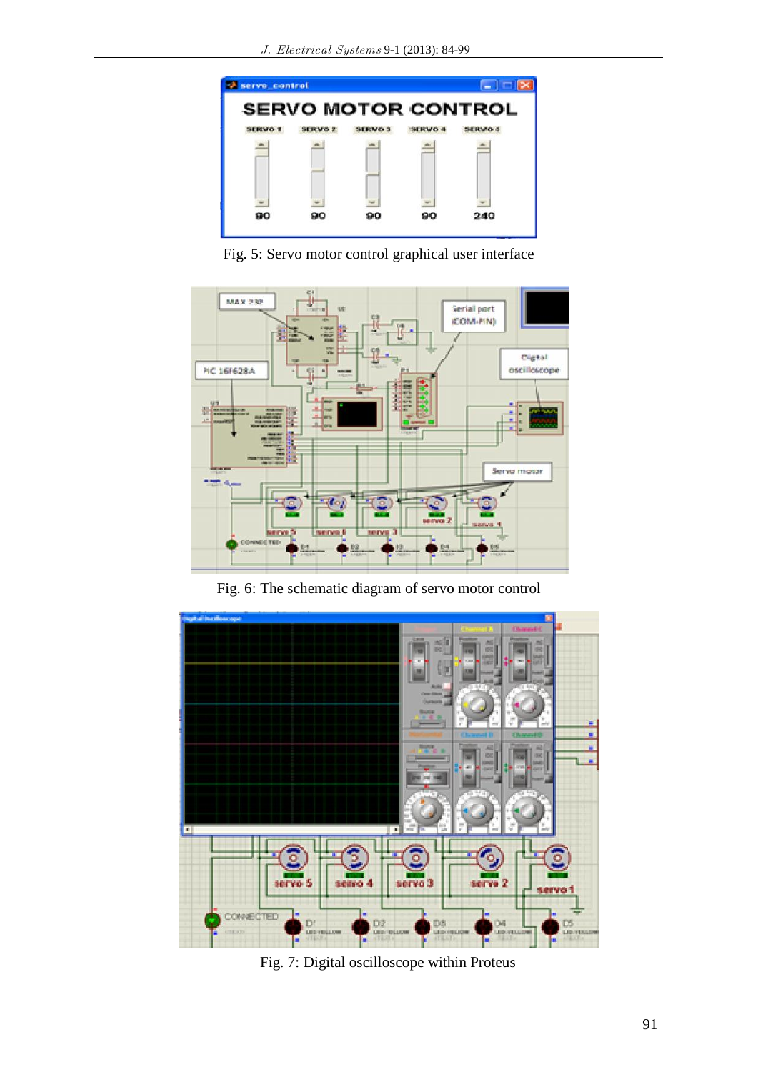Fig. 5: Servo motor control graphical user interface

Fig. 6: The schematic diagram of servo motor control

Fig. 7: Digital oscilloscope within Proteus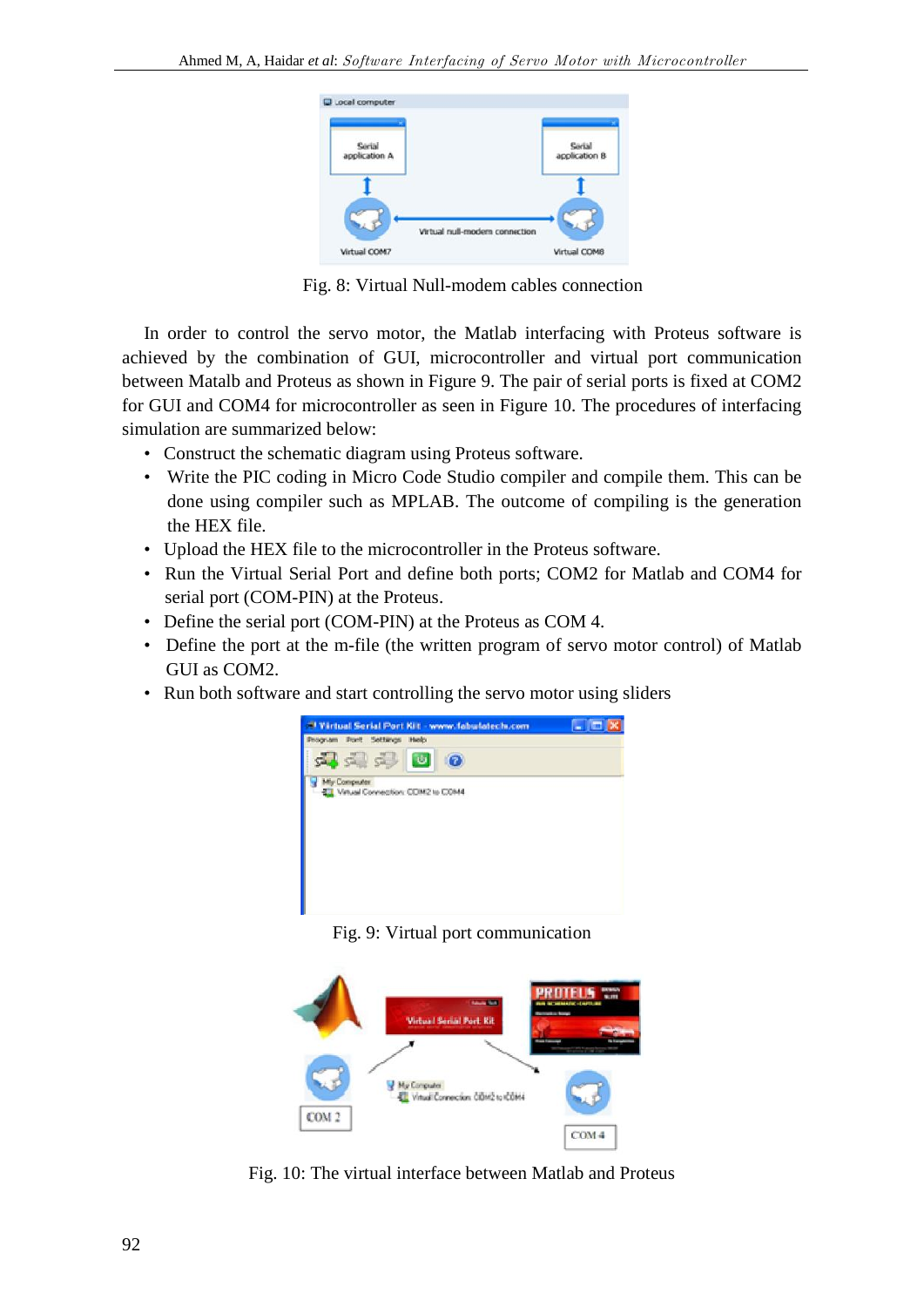Fig. 8: Virtual Null-modem cables connection

In order to control the servo motor, the Matlab interfacing with Proteus software is achieved by the combination of GUI, microcontroller and virtual port communication between Matalb and Proteus as shown in Figure 9. The pair of serial ports is fixed at COM2 for GUI and COM4 for microcontroller as seen in Figure 10. The procedures of interfacing simulation are summarized below:

- Construct the schematic diagram using Proteus software.
- Write the PIC coding in Micro Code Studio compiler and compile them. This can be done using compiler such as MPLAB. The outcome of compiling is the generation the HEX file.
- Upload the HEX file to the microcontroller in the Proteus software.
- Run the Virtual Serial Port and define both ports; COM2 for Matlab and COM4 for serial port (COM-PIN) at the Proteus.
- Define the serial port (COM-PIN) at the Proteus as COM 4.
- Define the port at the m-file (the written program of servo motor control) of Matlab GUI as COM2.
- Run both software and start controlling the servo motor using sliders

Fig. 9: Virtual port communication

Fig. 10: The virtual interface between Matlab and Proteus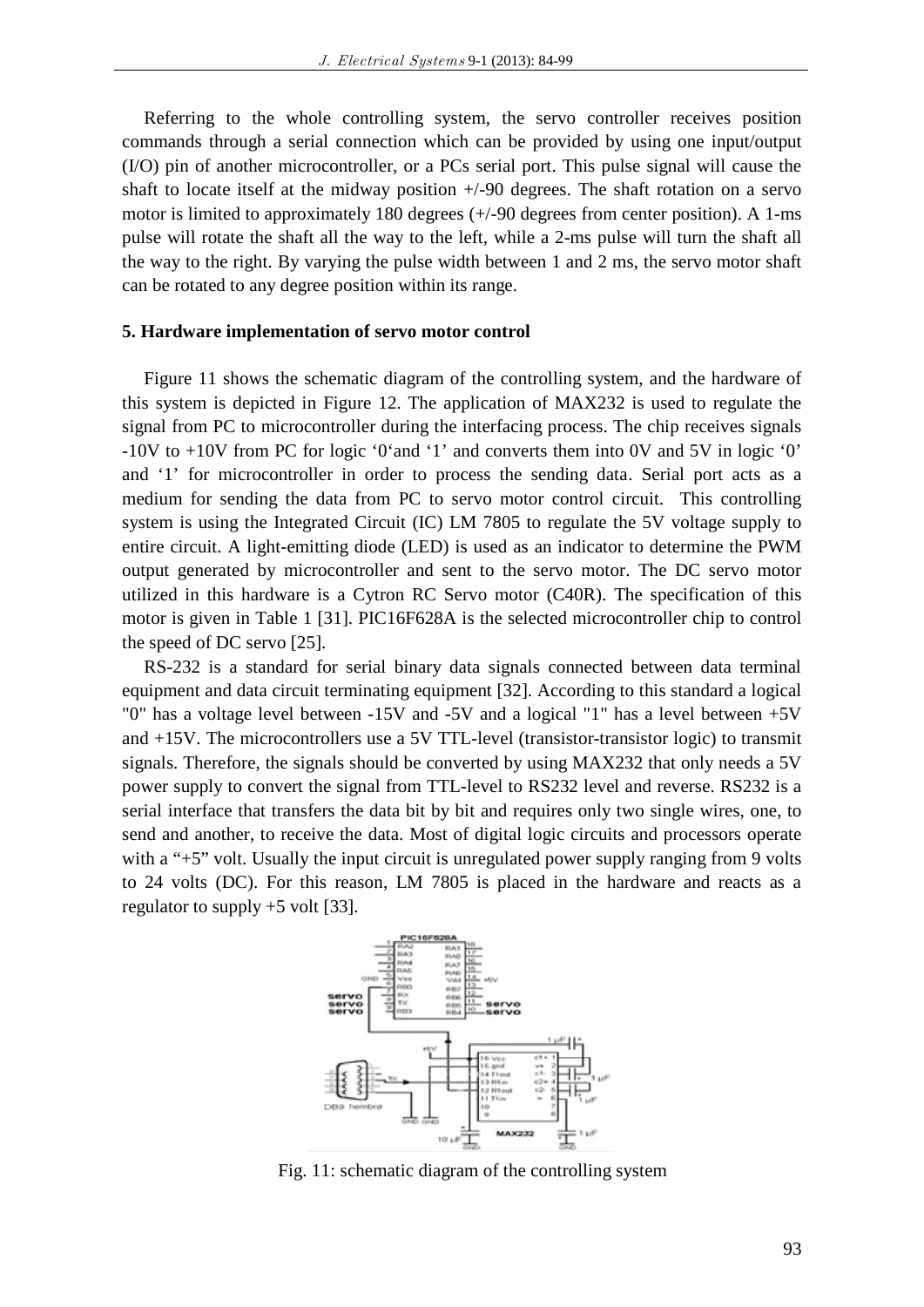Referring to the whole controlling system, the servo controller receives position commands through a serial connection which can be provided by using one input/output (I/O) pin of another microcontroller, or a PCs serial port. This pulse signal will cause the shaft to locate itself at the midway position +/-90 degrees. The shaft rotation on a servo motor is limited to approximately 180 degrees (+/-90 degrees from center position). A 1-ms pulse will rotate the shaft all the way to the left, while a 2-ms pulse will turn the shaft all the way to the right. By varying the pulse width between 1 and 2 ms, the servo motor shaft can be rotated to any degree position within its range.

## 5. Hardware implementation of servo motor control

Figure 11 shows the schematic diagram of the controlling system, and the hardware of this system is depicted in Figure 12. The application of MAX232 is used to regulate the signal from PC to microcontroller during the interfacing process. The chip receives signals -10V to +10V from PC for logic '0'and '1' and converts them into 0V and 5V in logic '0' and '1' for microcontroller in order to process the sending data. Serial port acts as a medium for sending the data from PC to servo motor control circuit. This controlling system is using the Integrated Circuit (IC) LM 7805 to regulate the 5V voltage supply to entire circuit. A light-emitting diode (LED) is used as an indicator to determine the PWM output generated by microcontroller and sent to the servo motor. The DC servo motor utilized in this hardware is a Cytron RC Servo motor (C40R). The specification of this motor is given in Table 1 [31]. PIC16F628A is the selected microcontroller chip to control the speed of DC servo [25].

RS-232 is a standard for serial binary data signals connected between data terminal equipment and data circuit terminating equipment [32]. According to this standard a logical "0" has a voltage level between -15V and -5V and a logical "1" has a level between +5V and +15V. The microcontrollers use a 5V TTL-level (transistor-transistor logic) to transmit signals. Therefore, the signals should be converted by using MAX232 that only needs a 5V power supply to convert the signal from TTL-level to RS232 level and reverse. RS232 is a serial interface that transfers the data bit by bit and requires only two single wires, one, to send and another, to receive the data. Most of digital logic circuits and processors operate with a "+5" volt. Usually the input circuit is unregulated power supply ranging from 9 volts to 24 volts (DC). For this reason, LM 7805 is placed in the hardware and reacts as a regulator to supply +5 volt [33].

Fig. 11: schematic diagram of the controlling system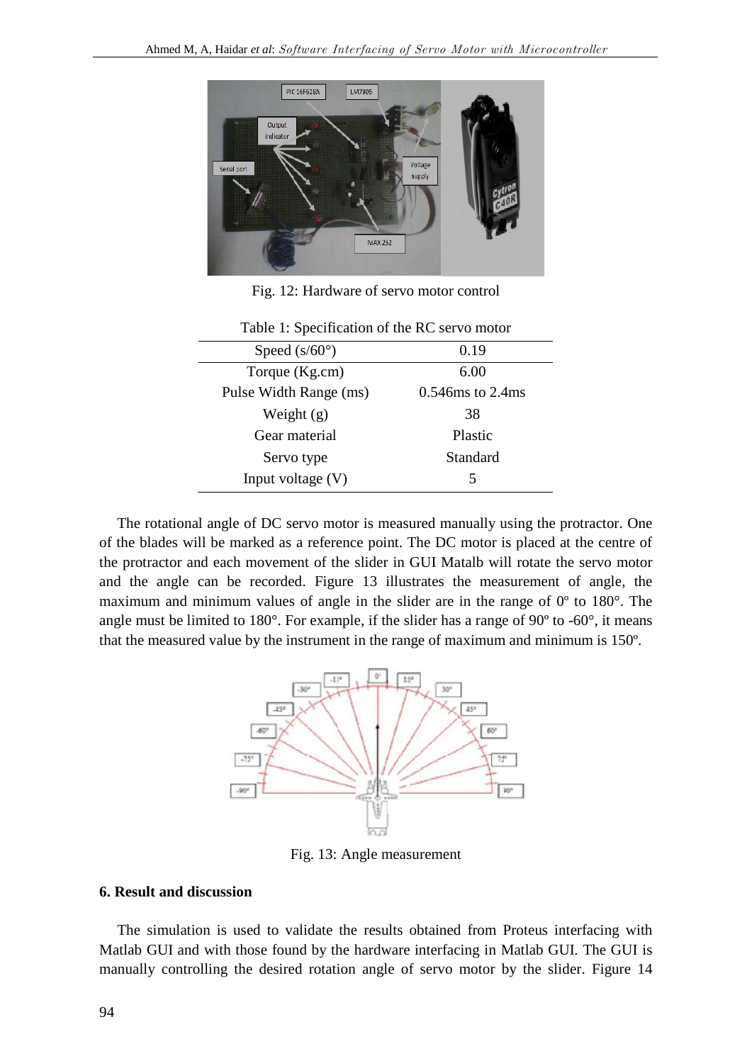Fig. 12: Hardware of servo motor control

Table 1: Specification of the RC servo motor

| | |
|---|---|
| Speed (s/60°) | 0.19 |
| Torque (Kg.cm) | 6.00 |
| Pulse Width Range (ms) | 0.546ms to 2.4ms |
| Weight (g) | 38 |
| Gear material | Plastic |
| Servo type | Standard |
| Input voltage (V) | 5 |

The rotational angle of DC servo motor is measured manually using the protractor. One of the blades will be marked as a reference point. The DC motor is placed at the centre of the protractor and each movement of the slider in GUI Matalb will rotate the servo motor and the angle can be recorded. Figure 13 illustrates the measurement of angle, the maximum and minimum values of angle in the slider are in the range of 0º to 180°. The angle must be limited to 180°. For example, if the slider has a range of 90º to -60°, it means that the measured value by the instrument in the range of maximum and minimum is 150º.

Fig. 13: Angle measurement

**6. Result and discussion**

The simulation is used to validate the results obtained from Proteus interfacing with Matlab GUI and with those found by the hardware interfacing in Matlab GUI. The GUI is manually controlling the desired rotation angle of servo motor by the slider. Figure 14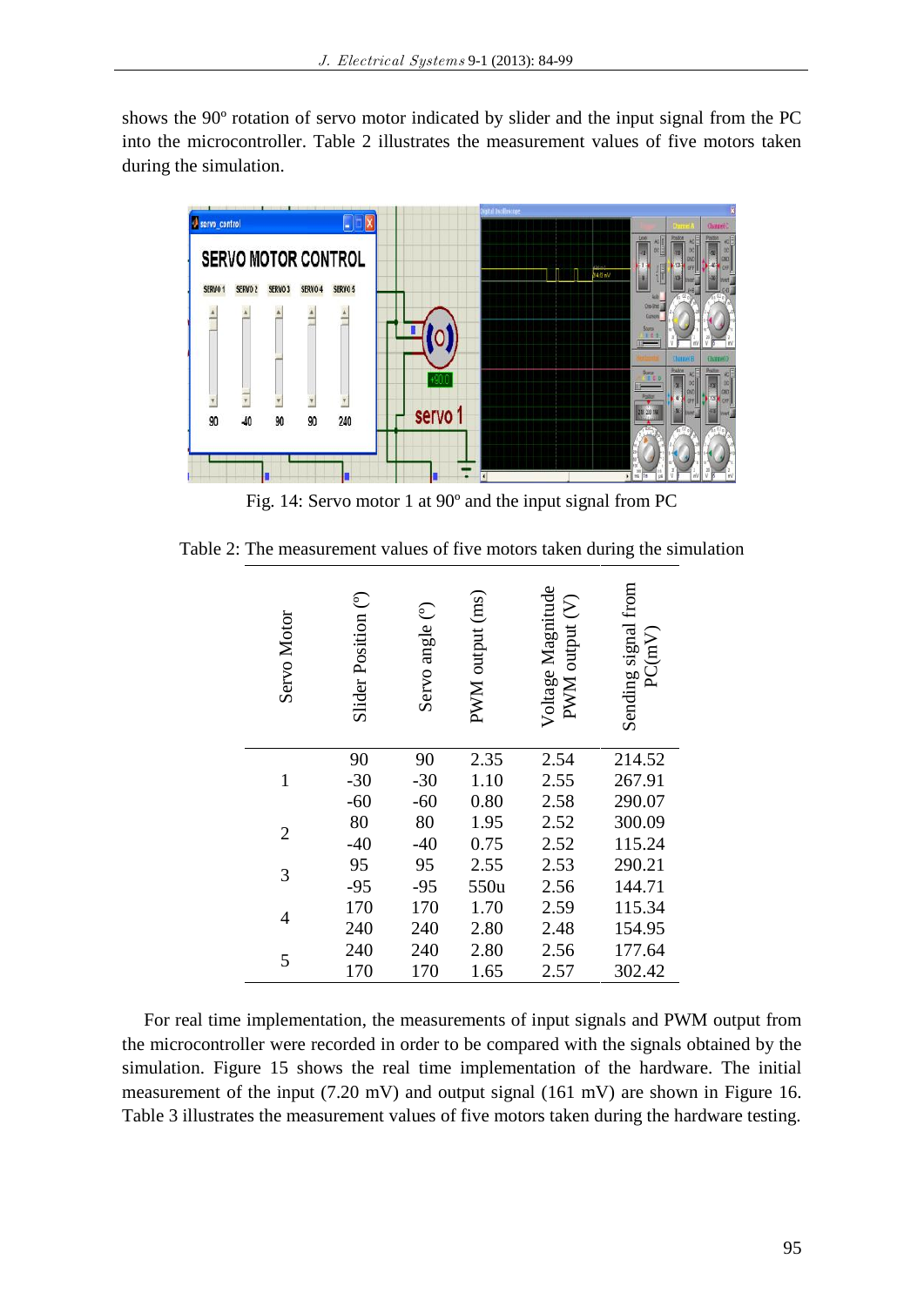shows the 90º rotation of servo motor indicated by slider and the input signal from the PC into the microcontroller. Table 2 illustrates the measurement values of five motors taken during the simulation.

Fig. 14: Servo motor 1 at 90º and the input signal from PC

Table 2: The measurement values of five motors taken during the simulation

| Servo Motor | Slider Position (º) | Servo angle (º) | PWM output (ms) | Voltage Magnitude PWM output (V) | Sending signal from PC(mV) |
|---|---|---|---|---|---|
| 1 | 90 | 90 | 2.35 | 2.54 | 214.52 |
| | -30 | -30 | 1.10 | 2.55 | 267.91 |
| | -60 | -60 | 0.80 | 2.58 | 290.07 |
| 2 | 80 | 80 | 1.95 | 2.52 | 300.09 |
| | -40 | -40 | 0.75 | 2.52 | 115.24 |
| 3 | 95 | 95 | 2.55 | 2.53 | 290.21 |
| | -95 | -95 | 550u | 2.56 | 144.71 |
| 4 | 170 | 170 | 1.70 | 2.59 | 115.34 |
| | 240 | 240 | 2.80 | 2.48 | 154.95 |
| 5 | 240 | 240 | 2.80 | 2.56 | 177.64 |
| | 170 | 170 | 1.65 | 2.57 | 302.42 |

For real time implementation, the measurements of input signals and PWM output from the microcontroller were recorded in order to be compared with the signals obtained by the simulation. Figure 15 shows the real time implementation of the hardware. The initial measurement of the input (7.20 mV) and output signal (161 mV) are shown in Figure 16. Table 3 illustrates the measurement values of five motors taken during the hardware testing.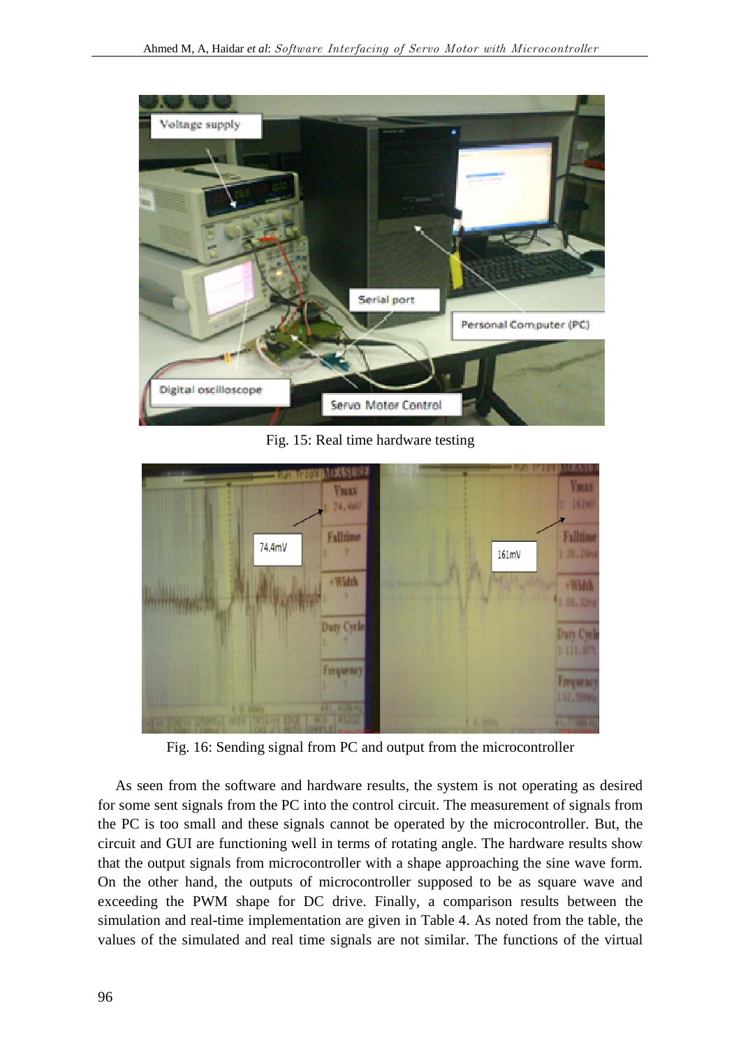Fig. 15: Real time hardware testing

Fig. 16: Sending signal from PC and output from the microcontroller

As seen from the software and hardware results, the system is not operating as desired for some sent signals from the PC into the control circuit. The measurement of signals from the PC is too small and these signals cannot be operated by the microcontroller. But, the circuit and GUI are functioning well in terms of rotating angle. The hardware results show that the output signals from microcontroller with a shape approaching the sine wave form. On the other hand, the outputs of microcontroller supposed to be as square wave and exceeding the PWM shape for DC drive. Finally, a comparison results between the simulation and real-time implementation are given in Table 4. As noted from the table, the values of the simulated and real time signals are not similar. The functions of the virtual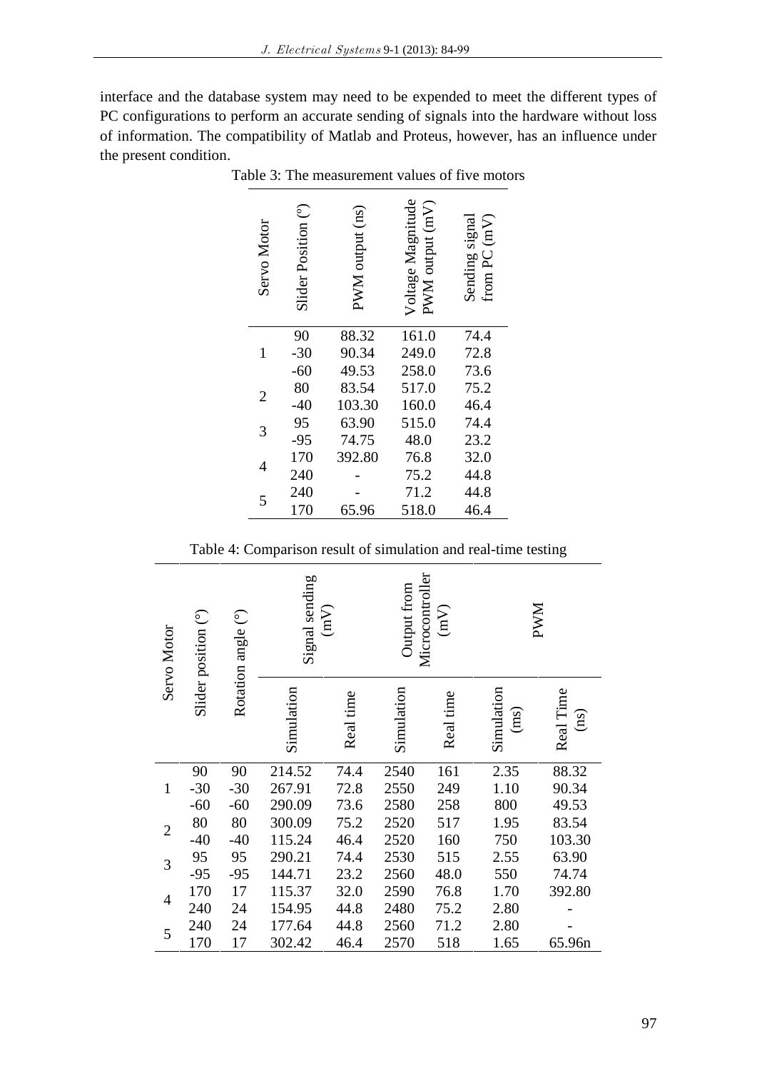interface and the database system may need to be expended to meet the different types of PC configurations to perform an accurate sending of signals into the hardware without loss of information. The compatibility of Matlab and Proteus, however, has an influence under the present condition.

Table 3: The measurement values of five motors

| Servo Motor | Slider Position (°) | PWM output (ns) | Voltage Magnitude PWM output (mV) | Sending signal from PC (mV) |
|---|---|---|---|---|
| 1 | 90 | 88.32 | 161.0 | 74.4 |
| | -30 | 90.34 | 249.0 | 72.8 |
| | -60 | 49.53 | 258.0 | 73.6 |
| 2 | 80 | 83.54 | 517.0 | 75.2 |
| | -40 | 103.30 | 160.0 | 46.4 |
| 3 | 95 | 63.90 | 515.0 | 74.4 |
| | -95 | 74.75 | 48.0 | 23.2 |
| 4 | 170 | 392.80 | 76.8 | 32.0 |
| | 240 | - | 75.2 | 44.8 |
| 5 | 240 | - | 71.2 | 44.8 |
| | 170 | 65.96 | 518.0 | 46.4 |

Table 4: Comparison result of simulation and real-time testing

| Servo Motor | Slider position (°) | Rotation angle (°) | Signal sending (mV) | | Output from Microcontroller (mV) | | PWM | |
|---|---|---|---|---|---|---|---|---|
| | | | Simulation | Real time | Simulation | Real time | Simulation (ms) | Real Time (ns) |
| 1 | 90 | 90 | 214.52 | 74.4 | 2540 | 161 | 2.35 | 88.32 |
| | -30 | -30 | 267.91 | 72.8 | 2550 | 249 | 1.10 | 90.34 |
| | -60 | -60 | 290.09 | 73.6 | 2580 | 258 | 800 | 49.53 |
| 2 | 80 | 80 | 300.09 | 75.2 | 2520 | 517 | 1.95 | 83.54 |
| | -40 | -40 | 115.24 | 46.4 | 2520 | 160 | 750 | 103.30 |
| 3 | 95 | 95 | 290.21 | 74.4 | 2530 | 515 | 2.55 | 63.90 |
| | -95 | -95 | 144.71 | 23.2 | 2560 | 48.0 | 550 | 74.74 |
| 4 | 170 | 17 | 115.37 | 32.0 | 2590 | 76.8 | 1.70 | 392.80 |
| | 240 | 24 | 154.95 | 44.8 | 2480 | 75.2 | 2.80 | - |
| 5 | 240 | 24 | 177.64 | 44.8 | 2560 | 71.2 | 2.80 | - |
| | 170 | 17 | 302.42 | 46.4 | 2570 | 518 | 1.65 | 65.96n |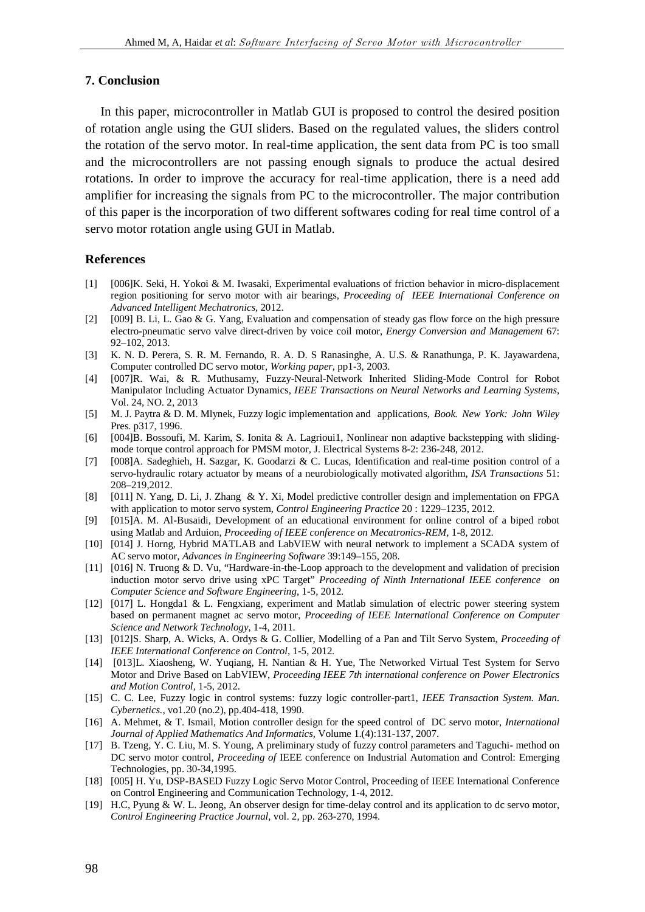## 7. Conclusion

In this paper, microcontroller in Matlab GUI is proposed to control the desired position of rotation angle using the GUI sliders. Based on the regulated values, the sliders control the rotation of the servo motor. In real-time application, the sent data from PC is too small and the microcontrollers are not passing enough signals to produce the actual desired rotations. In order to improve the accuracy for real-time application, there is a need add amplifier for increasing the signals from PC to the microcontroller. The major contribution of this paper is the incorporation of two different softwares coding for real time control of a servo motor rotation angle using GUI in Matlab.

## References

[1] [006]K. Seki, H. Yokoi & M. Iwasaki, Experimental evaluations of friction behavior in micro-displacement region positioning for servo motor with air bearings, *Proceeding of IEEE International Conference on Advanced Intelligent Mechatronics*, 2012.

[2] [009] B. Li, L. Gao & G. Yang, Evaluation and compensation of steady gas flow force on the high pressure electro-pneumatic servo valve direct-driven by voice coil motor, *Energy Conversion and Management* 67: 92–102, 2013.

[3] K. N. D. Perera, S. R. M. Fernando, R. A. D. S Ranasinghe, A. U.S. & Ranathunga, P. K. Jayawardena, Computer controlled DC servo motor, *Working paper*, pp1-3, 2003.

[4] [007]R. Wai, & R. Muthusamy, Fuzzy-Neural-Network Inherited Sliding-Mode Control for Robot Manipulator Including Actuator Dynamics, *IEEE Transactions on Neural Networks and Learning Systems*, Vol. 24, NO. 2, 2013

[5] M. J. Paytra & D. M. Mlynek, Fuzzy logic implementation and applications, *Book. New York: John Wiley* Pres. p317, 1996.

[6] [004]B. Bossoufi, M. Karim, S. Ionita & A. Lagrioui1, Nonlinear non adaptive backstepping with sliding-mode torque control approach for PMSM motor, J. Electrical Systems 8-2: 236-248, 2012.

[7] [008]A. Sadeghieh, H. Sazgar, K. Goodarzi & C. Lucas, Identification and real-time position control of a servo-hydraulic rotary actuator by means of a neurobiologically motivated algorithm, *ISA Transactions* 51: 208–219,2012.

[8] [011] N. Yang, D. Li, J. Zhang & Y. Xi, Model predictive controller design and implementation on FPGA with application to motor servo system, *Control Engineering Practice* 20 : 1229–1235, 2012.

[9] [015]A. M. Al-Busaidi, Development of an educational environment for online control of a biped robot using Matlab and Arduion, *Proceeding of IEEE conference on Mecatronics-REM*, 1-8, 2012.

[10] [014] J. Horng, Hybrid MATLAB and LabVIEW with neural network to implement a SCADA system of AC servo motor, *Advances in Engineering Software* 39:149–155, 208.

[11] [016] N. Truong & D. Vu, "Hardware-in-the-Loop approach to the development and validation of precision induction motor servo drive using xPC Target" *Proceeding of Ninth International IEEE conference on Computer Science and Software Engineering*, 1-5, 2012.

[12] [017] L. Hongda1 & L. Fengxiang, experiment and Matlab simulation of electric power steering system based on permanent magnet ac servo motor, *Proceeding of IEEE International Conference on Computer Science and Network Technology*, 1-4, 2011.

[13] [012]S. Sharp, A. Wicks, A. Ordys & G. Collier, Modelling of a Pan and Tilt Servo System, *Proceeding of IEEE International Conference on Control*, 1-5, 2012.

[14] [013]L. Xiaosheng, W. Yuqiang, H. Nantian & H. Yue, The Networked Virtual Test System for Servo Motor and Drive Based on LabVIEW, *Proceeding IEEE 7th international conference on Power Electronics and Motion Control*, 1-5, 2012.

[15] C. C. Lee, Fuzzy logic in control systems: fuzzy logic controller-part1, *IEEE Transaction System. Man. Cybernetics.*, vo1.20 (no.2), pp.404-418, 1990.

[16] A. Mehmet, & T. Ismail, Motion controller design for the speed control of DC servo motor, *International Journal of Applied Mathematics And Informatics*, Volume 1.(4):131-137, 2007.

[17] B. Tzeng, Y. C. Liu, M. S. Young, A preliminary study of fuzzy control parameters and Taguchi- method on DC servo motor control, *Proceeding of* IEEE conference on Industrial Automation and Control: Emerging Technologies, pp. 30-34,1995.

[18] [005] H. Yu, DSP-BASED Fuzzy Logic Servo Motor Control, Proceeding of IEEE International Conference on Control Engineering and Communication Technology, 1-4, 2012.

[19] H.C, Pyung & W. L. Jeong, An observer design for time-delay control and its application to dc servo motor, *Control Engineering Practice Journal*, vol. 2, pp. 263-270, 1994.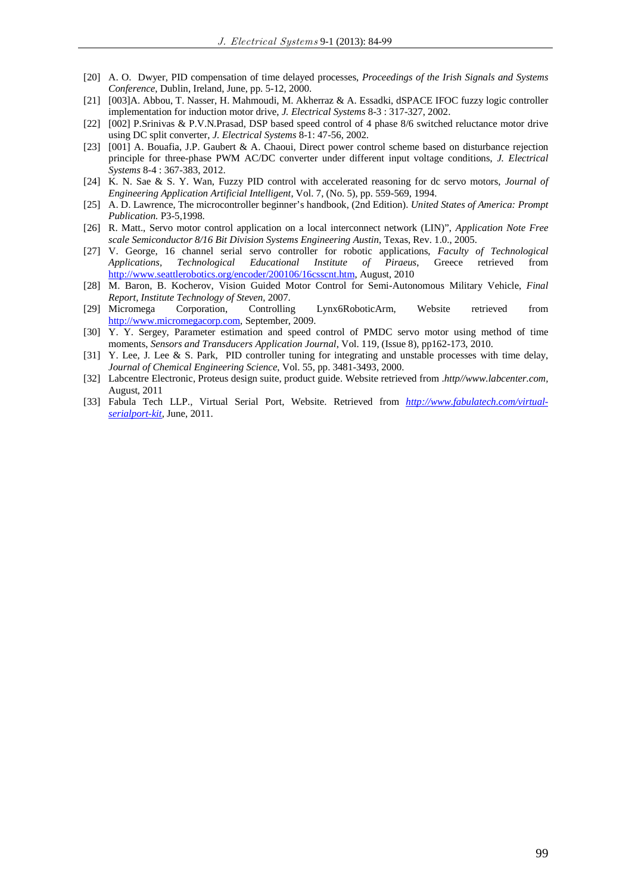[20] A. O. Dwyer, PID compensation of time delayed processes, *Proceedings of the Irish Signals and Systems Conference*, Dublin, Ireland, June, pp. 5-12, 2000.

[21] [003]A. Abbou, T. Nasser, H. Mahmoudi, M. Akherraz & A. Essadki, dSPACE IFOC fuzzy logic controller implementation for induction motor drive, *J. Electrical Systems* 8-3 : 317-327, 2002.

[22] [002] P.Srinivas & P.V.N.Prasad, DSP based speed control of 4 phase 8/6 switched reluctance motor drive using DC split converter, *J. Electrical Systems* 8-1: 47-56, 2002.

[23] [001] A. Bouafia, J.P. Gaubert & A. Chaoui, Direct power control scheme based on disturbance rejection principle for three-phase PWM AC/DC converter under different input voltage conditions, *J. Electrical Systems* 8-4 : 367-383, 2012.

[24] K. N. Sae & S. Y. Wan, Fuzzy PID control with accelerated reasoning for dc servo motors, *Journal of Engineering Application Artificial Intelligent*, Vol. 7, (No. 5), pp. 559-569, 1994.

[25] A. D. Lawrence, The microcontroller beginner's handbook, (2nd Edition). *United States of America: Prompt Publication.* P3-5,1998.

[26] R. Matt., Servo motor control application on a local interconnect network (LIN)", *Application Note Free scale Semiconductor 8/16 Bit Division Systems Engineering Austin*, Texas, Rev. 1.0., 2005.

[27] V. George, 16 channel serial servo controller for robotic applications, *Faculty of Technological Applications*, *Technological Educational Institute of Piraeus*, Greece retrieved from http://www.seattlerobotics.org/encoder/200106/16csscnt.htm, August, 2010

[28] M. Baron, B. Kocherov, Vision Guided Motor Control for Semi-Autonomous Military Vehicle, *Final Report, Institute Technology of Steven*, 2007.

[29] Micromega Corporation, Controlling Lynx6RoboticArm, Website retrieved from http://www.micromegacorp.com, September, 2009.

[30] Y. Y. Sergey, Parameter estimation and speed control of PMDC servo motor using method of time moments, *Sensors and Transducers Application Journal*, Vol. 119, (Issue 8), pp162-173, 2010.

[31] Y. Lee, J. Lee & S. Park, PID controller tuning for integrating and unstable processes with time delay, *Journal of Chemical Engineering Science*, Vol. 55, pp. 3481-3493, 2000.

[32] Labcentre Electronic, Proteus design suite, product guide. Website retrieved from *.http//www.labcenter.com*, August, 2011

[33] Fabula Tech LLP., Virtual Serial Port, Website. Retrieved from *http://www.fabulatech.com/virtual-serialport-kit*, June, 2011.